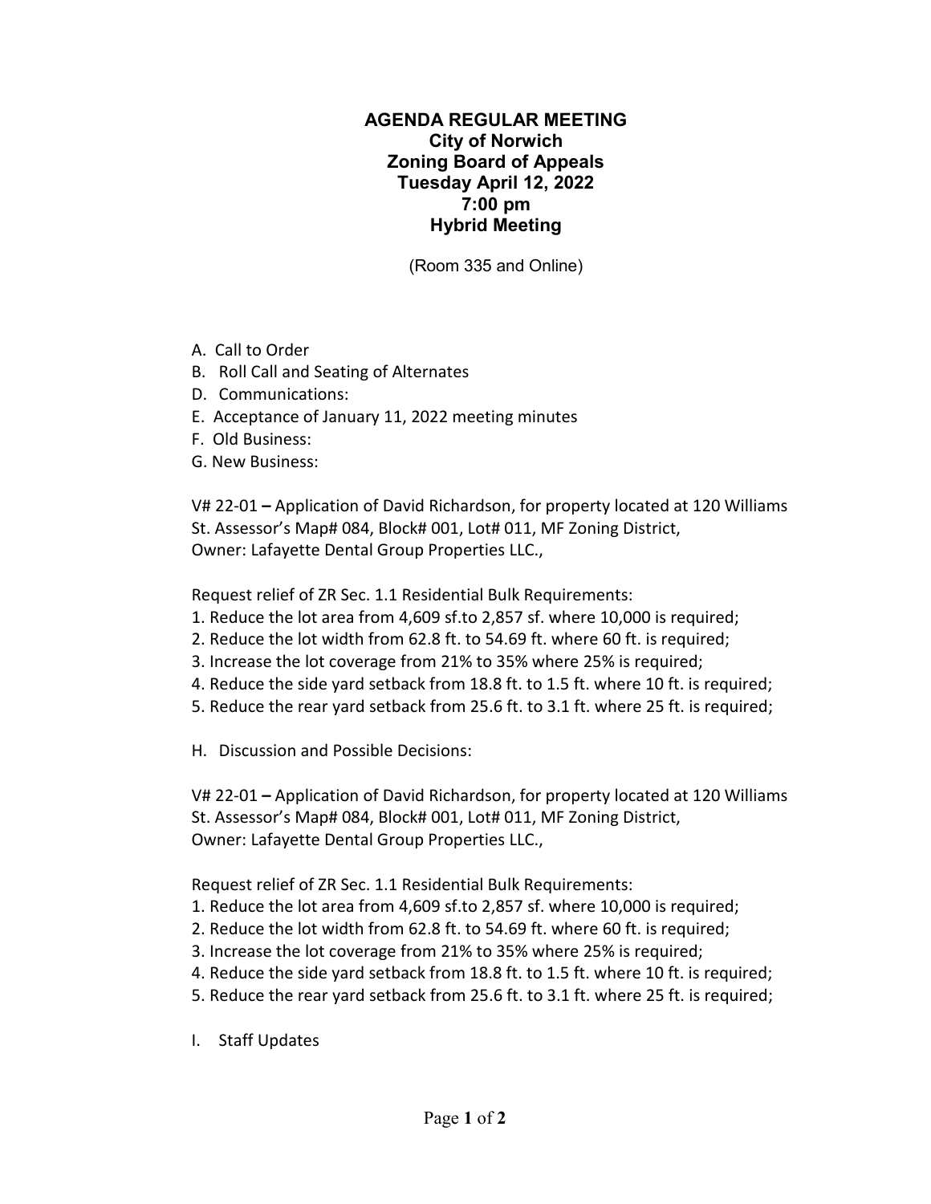# AGENDA REGULAR MEETING
## City of Norwich
## Zoning Board of Appeals
## Tuesday April 12, 2022
## 7:00 pm
## Hybrid Meeting

(Room 335 and Online)

A. Call to Order
B. Roll Call and Seating of Alternates
D. Communications:
E. Acceptance of January 11, 2022 meeting minutes
F. Old Business:
G. New Business:

V# 22-01 **–** Application of David Richardson, for property located at 120 Williams St. Assessor's Map# 084, Block# 001, Lot# 011, MF Zoning District, Owner: Lafayette Dental Group Properties LLC.,

Request relief of ZR Sec. 1.1 Residential Bulk Requirements:
1. Reduce the lot area from 4,609 sf.to 2,857 sf. where 10,000 is required;
2. Reduce the lot width from 62.8 ft. to 54.69 ft. where 60 ft. is required;
3. Increase the lot coverage from 21% to 35% where 25% is required;
4. Reduce the side yard setback from 18.8 ft. to 1.5 ft. where 10 ft. is required;
5. Reduce the rear yard setback from 25.6 ft. to 3.1 ft. where 25 ft. is required;

H. Discussion and Possible Decisions:

V# 22-01 **–** Application of David Richardson, for property located at 120 Williams St. Assessor's Map# 084, Block# 001, Lot# 011, MF Zoning District, Owner: Lafayette Dental Group Properties LLC.,

Request relief of ZR Sec. 1.1 Residential Bulk Requirements:
1. Reduce the lot area from 4,609 sf.to 2,857 sf. where 10,000 is required;
2. Reduce the lot width from 62.8 ft. to 54.69 ft. where 60 ft. is required;
3. Increase the lot coverage from 21% to 35% where 25% is required;
4. Reduce the side yard setback from 18.8 ft. to 1.5 ft. where 10 ft. is required;
5. Reduce the rear yard setback from 25.6 ft. to 3.1 ft. where 25 ft. is required;

I. Staff Updates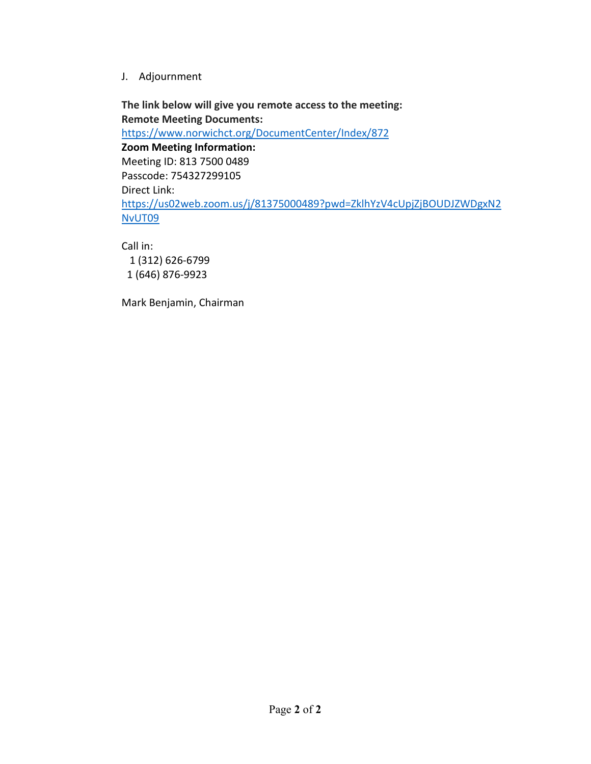J. Adjournment

**The link below will give you remote access to the meeting:**
**Remote Meeting Documents:**
https://www.norwichct.org/DocumentCenter/Index/872
**Zoom Meeting Information:**
Meeting ID: 813 7500 0489
Passcode: 754327299105
Direct Link:
https://us02web.zoom.us/j/81375000489?pwd=ZklhYzV4cUpjZjBOUDJZWDgxN2NvUT09

Call in:
1 (312) 626-6799
1 (646) 876-9923

Mark Benjamin, Chairman